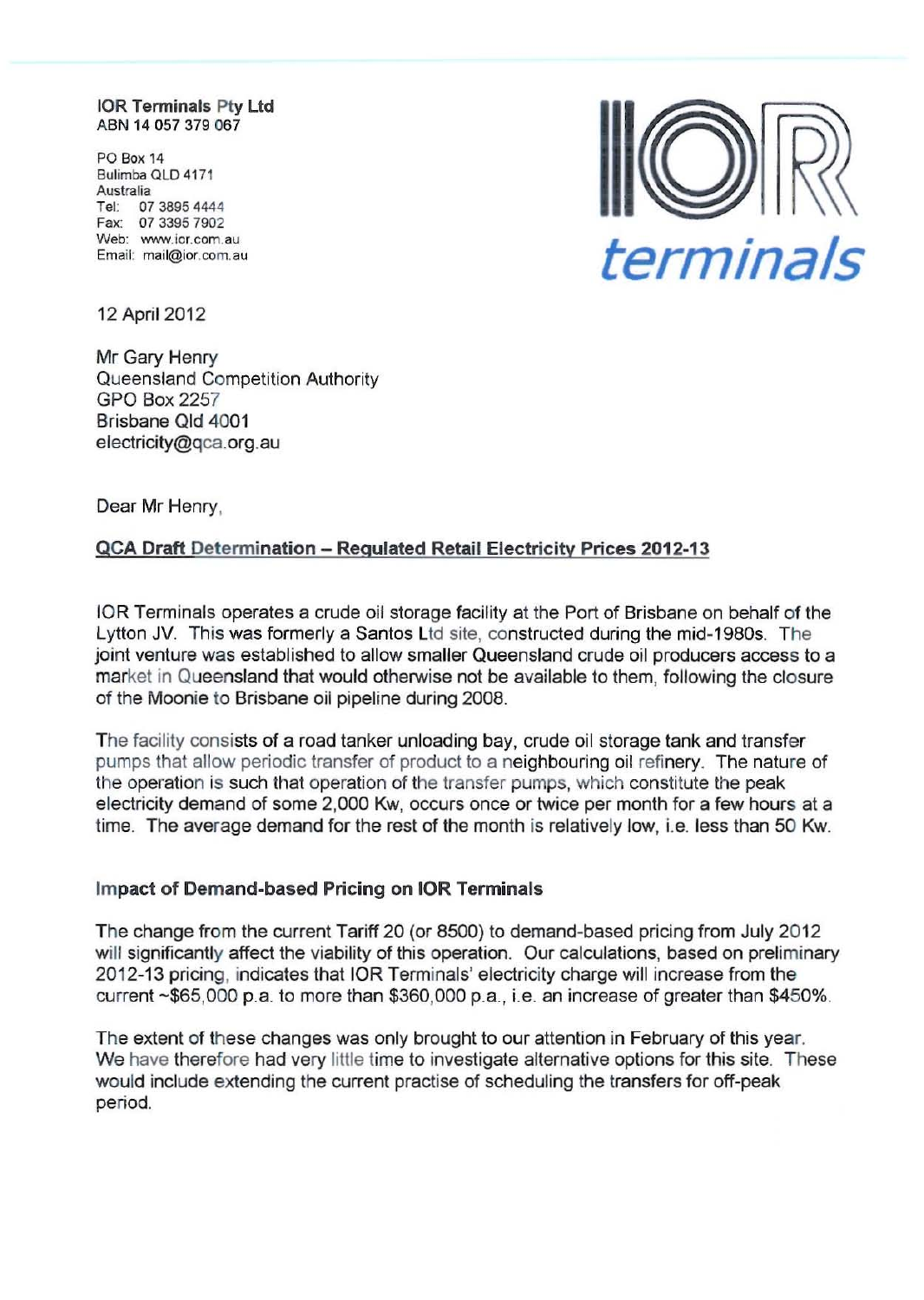**IOR Terminals Pty Ltd**
**ABN 14 057 379 067**

PO Box 14
Bulimba QLD 4171
Australia
Tel: 07 3895 4444
Fax: 07 3395 7902
Web: www.ior.com.au
Email: mail@ior.com.au

IOR terminals

12 April 2012

Mr Gary Henry
Queensland Competition Authority
GPO Box 2257
Brisbane Qld 4001
electricity@qca.org.au

Dear Mr Henry,

**QCA Draft Determination – Regulated Retail Electricity Prices 2012-13**

IOR Terminals operates a crude oil storage facility at the Port of Brisbane on behalf of the Lytton JV. This was formerly a Santos Ltd site, constructed during the mid-1980s. The joint venture was established to allow smaller Queensland crude oil producers access to a market in Queensland that would otherwise not be available to them, following the closure of the Moonie to Brisbane oil pipeline during 2008.

The facility consists of a road tanker unloading bay, crude oil storage tank and transfer pumps that allow periodic transfer of product to a neighbouring oil refinery. The nature of the operation is such that operation of the transfer pumps, which constitute the peak electricity demand of some 2,000 Kw, occurs once or twice per month for a few hours at a time. The average demand for the rest of the month is relatively low, i.e. less than 50 Kw.

**Impact of Demand-based Pricing on IOR Terminals**

The change from the current Tariff 20 (or 8500) to demand-based pricing from July 2012 will significantly affect the viability of this operation. Our calculations, based on preliminary 2012-13 pricing, indicates that IOR Terminals' electricity charge will increase from the current ~$65,000 p.a. to more than $360,000 p.a., i.e. an increase of greater than $450%.

The extent of these changes was only brought to our attention in February of this year. We have therefore had very little time to investigate alternative options for this site. These would include extending the current practise of scheduling the transfers for off-peak period.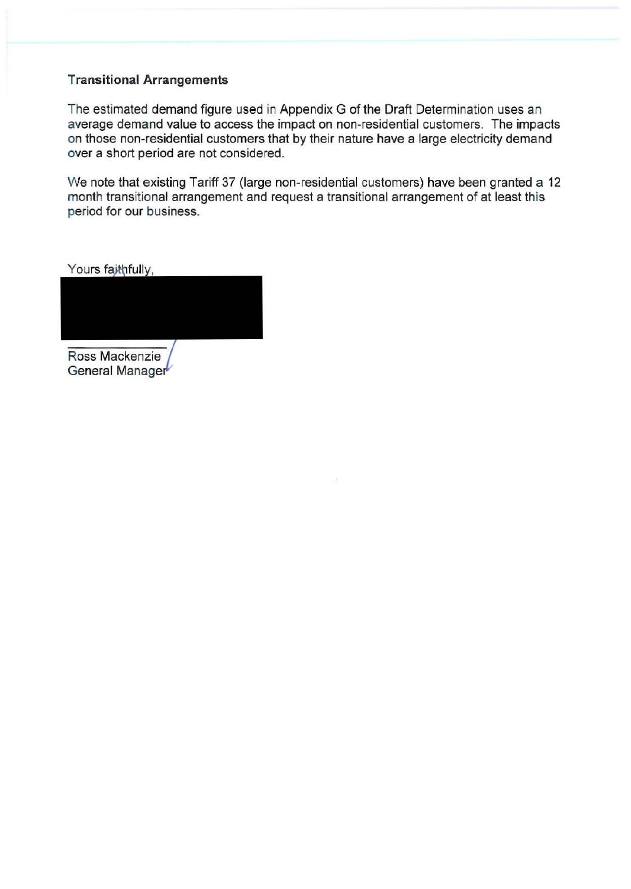**Transitional Arrangements**

The estimated demand figure used in Appendix G of the Draft Determination uses an average demand value to access the impact on non-residential customers. The impacts on those non-residential customers that by their nature have a large electricity demand over a short period are not considered.

We note that existing Tariff 37 (large non-residential customers) have been granted a 12 month transitional arrangement and request a transitional arrangement of at least this period for our business.

Yours faithfully,

Ross Mackenzie
General Manager